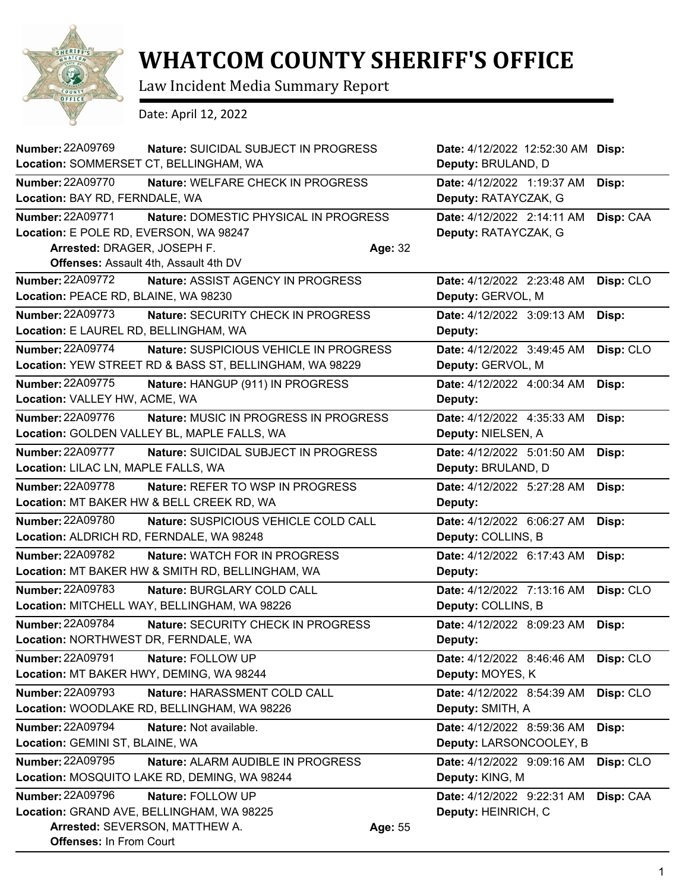# WHATCOM COUNTY SHERIFF'S OFFICE

Law Incident Media Summary Report

Date: April 12, 2022

---

**Number:** 22A09769 **Nature:** SUICIDAL SUBJECT IN PROGRESS **Date:** 4/12/2022 12:52:30 AM **Disp:**
**Location:** SOMMERSET CT, BELLINGHAM, WA **Deputy:** BRULAND, D

---

**Number:** 22A09770 **Nature:** WELFARE CHECK IN PROGRESS **Date:** 4/12/2022 1:19:37 AM **Disp:**
**Location:** BAY RD, FERNDALE, WA **Deputy:** RATAYCZAK, G

---

**Number:** 22A09771 **Nature:** DOMESTIC PHYSICAL IN PROGRESS **Date:** 4/12/2022 2:14:11 AM **Disp:** CAA
**Location:** E POLE RD, EVERSON, WA 98247 **Deputy:** RATAYCZAK, G
**Arrested:** DRAGER, JOSEPH F. **Age:** 32
**Offenses:** Assault 4th, Assault 4th DV

---

**Number:** 22A09772 **Nature:** ASSIST AGENCY IN PROGRESS **Date:** 4/12/2022 2:23:48 AM **Disp:** CLO
**Location:** PEACE RD, BLAINE, WA 98230 **Deputy:** GERVOL, M

---

**Number:** 22A09773 **Nature:** SECURITY CHECK IN PROGRESS **Date:** 4/12/2022 3:09:13 AM **Disp:**
**Location:** E LAUREL RD, BELLINGHAM, WA **Deputy:**

---

**Number:** 22A09774 **Nature:** SUSPICIOUS VEHICLE IN PROGRESS **Date:** 4/12/2022 3:49:45 AM **Disp:** CLO
**Location:** YEW STREET RD & BASS ST, BELLINGHAM, WA 98229 **Deputy:** GERVOL, M

---

**Number:** 22A09775 **Nature:** HANGUP (911) IN PROGRESS **Date:** 4/12/2022 4:00:34 AM **Disp:**
**Location:** VALLEY HW, ACME, WA **Deputy:**

---

**Number:** 22A09776 **Nature:** MUSIC IN PROGRESS IN PROGRESS **Date:** 4/12/2022 4:35:33 AM **Disp:**
**Location:** GOLDEN VALLEY BL, MAPLE FALLS, WA **Deputy:** NIELSEN, A

---

**Number:** 22A09777 **Nature:** SUICIDAL SUBJECT IN PROGRESS **Date:** 4/12/2022 5:01:50 AM **Disp:**
**Location:** LILAC LN, MAPLE FALLS, WA **Deputy:** BRULAND, D

---

**Number:** 22A09778 **Nature:** REFER TO WSP IN PROGRESS **Date:** 4/12/2022 5:27:28 AM **Disp:**
**Location:** MT BAKER HW & BELL CREEK RD, WA **Deputy:**

---

**Number:** 22A09780 **Nature:** SUSPICIOUS VEHICLE COLD CALL **Date:** 4/12/2022 6:06:27 AM **Disp:**
**Location:** ALDRICH RD, FERNDALE, WA 98248 **Deputy:** COLLINS, B

---

**Number:** 22A09782 **Nature:** WATCH FOR IN PROGRESS **Date:** 4/12/2022 6:17:43 AM **Disp:**
**Location:** MT BAKER HW & SMITH RD, BELLINGHAM, WA **Deputy:**

---

**Number:** 22A09783 **Nature:** BURGLARY COLD CALL **Date:** 4/12/2022 7:13:16 AM **Disp:** CLO
**Location:** MITCHELL WAY, BELLINGHAM, WA 98226 **Deputy:** COLLINS, B

---

**Number:** 22A09784 **Nature:** SECURITY CHECK IN PROGRESS **Date:** 4/12/2022 8:09:23 AM **Disp:**
**Location:** NORTHWEST DR, FERNDALE, WA **Deputy:**

---

**Number:** 22A09791 **Nature:** FOLLOW UP **Date:** 4/12/2022 8:46:46 AM **Disp:** CLO
**Location:** MT BAKER HWY, DEMING, WA 98244 **Deputy:** MOYES, K

---

**Number:** 22A09793 **Nature:** HARASSMENT COLD CALL **Date:** 4/12/2022 8:54:39 AM **Disp:** CLO
**Location:** WOODLAKE RD, BELLINGHAM, WA 98226 **Deputy:** SMITH, A

---

**Number:** 22A09794 **Nature:** Not available. **Date:** 4/12/2022 8:59:36 AM **Disp:**
**Location:** GEMINI ST, BLAINE, WA **Deputy:** LARSONCOOLEY, B

---

**Number:** 22A09795 **Nature:** ALARM AUDIBLE IN PROGRESS **Date:** 4/12/2022 9:09:16 AM **Disp:** CLO
**Location:** MOSQUITO LAKE RD, DEMING, WA 98244 **Deputy:** KING, M

---

**Number:** 22A09796 **Nature:** FOLLOW UP **Date:** 4/12/2022 9:22:31 AM **Disp:** CAA
**Location:** GRAND AVE, BELLINGHAM, WA 98225 **Deputy:** HEINRICH, C
**Arrested:** SEVERSON, MATTHEW A. **Age:** 55
**Offenses:** In From Court

---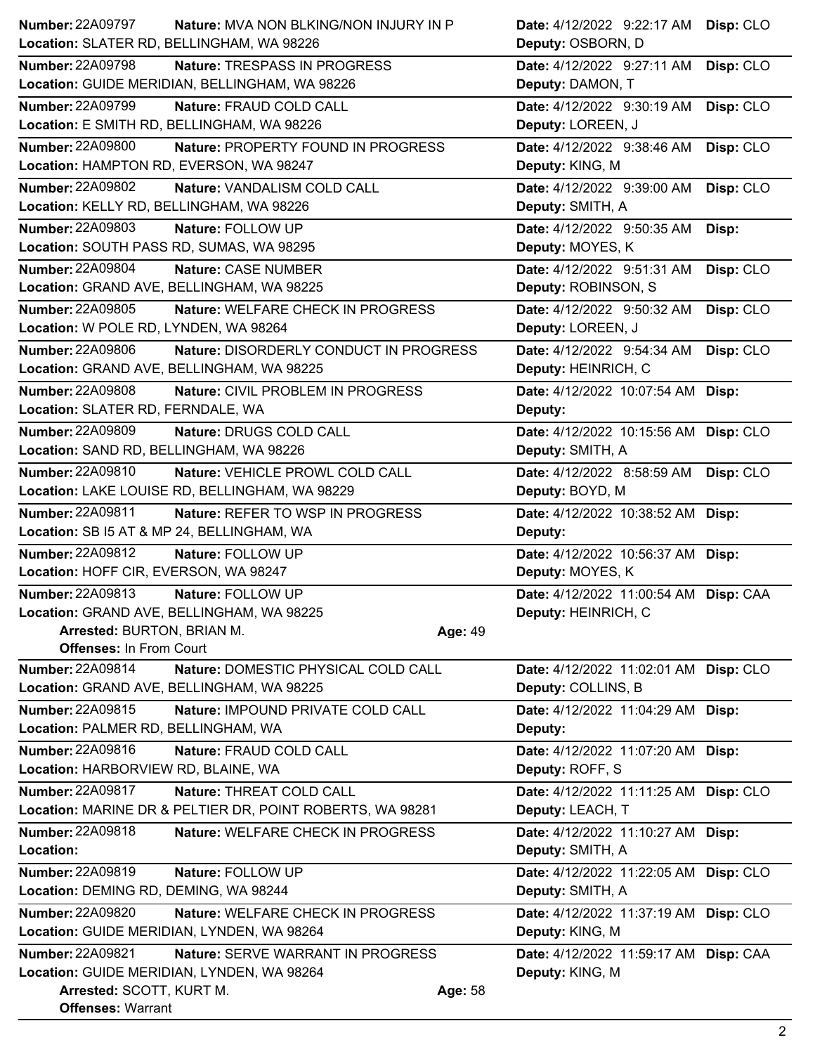**Number:** 22A09797 **Nature:** MVA NON BLKING/NON INJURY IN P **Date:** 4/12/2022 9:22:17 AM **Disp:** CLO
**Location:** SLATER RD, BELLINGHAM, WA 98226 **Deputy:** OSBORN, D

---

**Number:** 22A09798 **Nature:** TRESPASS IN PROGRESS **Date:** 4/12/2022 9:27:11 AM **Disp:** CLO
**Location:** GUIDE MERIDIAN, BELLINGHAM, WA 98226 **Deputy:** DAMON, T

---

**Number:** 22A09799 **Nature:** FRAUD COLD CALL **Date:** 4/12/2022 9:30:19 AM **Disp:** CLO
**Location:** E SMITH RD, BELLINGHAM, WA 98226 **Deputy:** LOREEN, J

---

**Number:** 22A09800 **Nature:** PROPERTY FOUND IN PROGRESS **Date:** 4/12/2022 9:38:46 AM **Disp:** CLO
**Location:** HAMPTON RD, EVERSON, WA 98247 **Deputy:** KING, M

---

**Number:** 22A09802 **Nature:** VANDALISM COLD CALL **Date:** 4/12/2022 9:39:00 AM **Disp:** CLO
**Location:** KELLY RD, BELLINGHAM, WA 98226 **Deputy:** SMITH, A

---

**Number:** 22A09803 **Nature:** FOLLOW UP **Date:** 4/12/2022 9:50:35 AM **Disp:**
**Location:** SOUTH PASS RD, SUMAS, WA 98295 **Deputy:** MOYES, K

---

**Number:** 22A09804 **Nature:** CASE NUMBER **Date:** 4/12/2022 9:51:31 AM **Disp:** CLO
**Location:** GRAND AVE, BELLINGHAM, WA 98225 **Deputy:** ROBINSON, S

---

**Number:** 22A09805 **Nature:** WELFARE CHECK IN PROGRESS **Date:** 4/12/2022 9:50:32 AM **Disp:** CLO
**Location:** W POLE RD, LYNDEN, WA 98264 **Deputy:** LOREEN, J

---

**Number:** 22A09806 **Nature:** DISORDERLY CONDUCT IN PROGRESS **Date:** 4/12/2022 9:54:34 AM **Disp:** CLO
**Location:** GRAND AVE, BELLINGHAM, WA 98225 **Deputy:** HEINRICH, C

---

**Number:** 22A09808 **Nature:** CIVIL PROBLEM IN PROGRESS **Date:** 4/12/2022 10:07:54 AM **Disp:**
**Location:** SLATER RD, FERNDALE, WA **Deputy:**

---

**Number:** 22A09809 **Nature:** DRUGS COLD CALL **Date:** 4/12/2022 10:15:56 AM **Disp:** CLO
**Location:** SAND RD, BELLINGHAM, WA 98226 **Deputy:** SMITH, A

---

**Number:** 22A09810 **Nature:** VEHICLE PROWL COLD CALL **Date:** 4/12/2022 8:58:59 AM **Disp:** CLO
**Location:** LAKE LOUISE RD, BELLINGHAM, WA 98229 **Deputy:** BOYD, M

---

**Number:** 22A09811 **Nature:** REFER TO WSP IN PROGRESS **Date:** 4/12/2022 10:38:52 AM **Disp:**
**Location:** SB I5 AT & MP 24, BELLINGHAM, WA **Deputy:**

---

**Number:** 22A09812 **Nature:** FOLLOW UP **Date:** 4/12/2022 10:56:37 AM **Disp:**
**Location:** HOFF CIR, EVERSON, WA 98247 **Deputy:** MOYES, K

---

**Number:** 22A09813 **Nature:** FOLLOW UP **Date:** 4/12/2022 11:00:54 AM **Disp:** CAA
**Location:** GRAND AVE, BELLINGHAM, WA 98225 **Deputy:** HEINRICH, C
**Arrested:** BURTON, BRIAN M. **Age:** 49
**Offenses:** In From Court

---

**Number:** 22A09814 **Nature:** DOMESTIC PHYSICAL COLD CALL **Date:** 4/12/2022 11:02:01 AM **Disp:** CLO
**Location:** GRAND AVE, BELLINGHAM, WA 98225 **Deputy:** COLLINS, B

---

**Number:** 22A09815 **Nature:** IMPOUND PRIVATE COLD CALL **Date:** 4/12/2022 11:04:29 AM **Disp:**
**Location:** PALMER RD, BELLINGHAM, WA **Deputy:**

---

**Number:** 22A09816 **Nature:** FRAUD COLD CALL **Date:** 4/12/2022 11:07:20 AM **Disp:**
**Location:** HARBORVIEW RD, BLAINE, WA **Deputy:** ROFF, S

---

**Number:** 22A09817 **Nature:** THREAT COLD CALL **Date:** 4/12/2022 11:11:25 AM **Disp:** CLO
**Location:** MARINE DR & PELTIER DR, POINT ROBERTS, WA 98281 **Deputy:** LEACH, T

---

**Number:** 22A09818 **Nature:** WELFARE CHECK IN PROGRESS **Date:** 4/12/2022 11:10:27 AM **Disp:**
**Location:** **Deputy:** SMITH, A

---

**Number:** 22A09819 **Nature:** FOLLOW UP **Date:** 4/12/2022 11:22:05 AM **Disp:** CLO
**Location:** DEMING RD, DEMING, WA 98244 **Deputy:** SMITH, A

---

**Number:** 22A09820 **Nature:** WELFARE CHECK IN PROGRESS **Date:** 4/12/2022 11:37:19 AM **Disp:** CLO
**Location:** GUIDE MERIDIAN, LYNDEN, WA 98264 **Deputy:** KING, M

---

**Number:** 22A09821 **Nature:** SERVE WARRANT IN PROGRESS **Date:** 4/12/2022 11:59:17 AM **Disp:** CAA
**Location:** GUIDE MERIDIAN, LYNDEN, WA 98264 **Deputy:** KING, M
**Arrested:** SCOTT, KURT M. **Age:** 58
**Offenses:** Warrant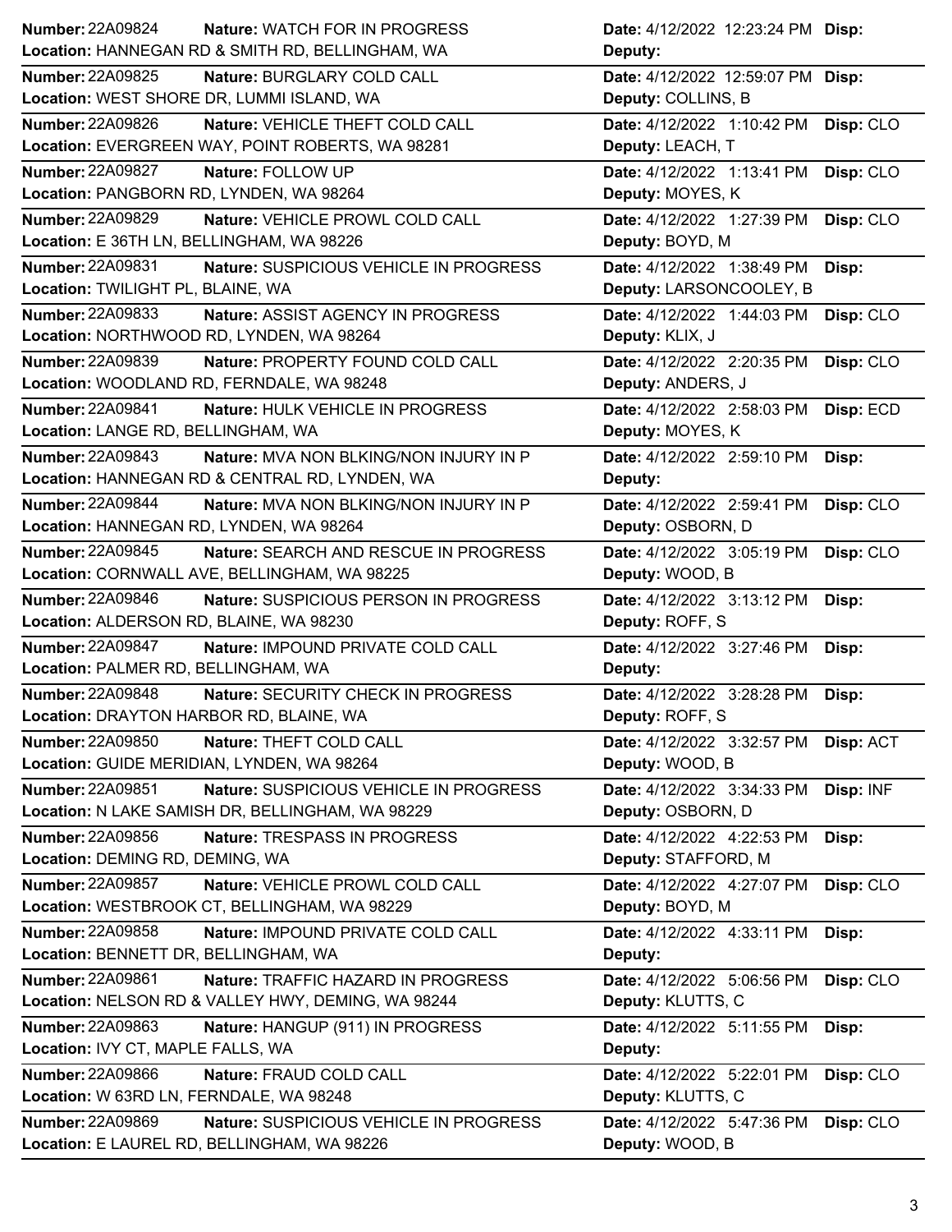| Number | Nature | Date | Disp | Location | Deputy |
|---|---|---|---|---|---|
| 22A09824 | WATCH FOR IN PROGRESS | 4/12/2022 12:23:24 PM | | HANNEGAN RD & SMITH RD, BELLINGHAM, WA | |
| 22A09825 | BURGLARY COLD CALL | 4/12/2022 12:59:07 PM | | WEST SHORE DR, LUMMI ISLAND, WA | COLLINS, B |
| 22A09826 | VEHICLE THEFT COLD CALL | 4/12/2022 1:10:42 PM | CLO | EVERGREEN WAY, POINT ROBERTS, WA 98281 | LEACH, T |
| 22A09827 | FOLLOW UP | 4/12/2022 1:13:41 PM | CLO | PANGBORN RD, LYNDEN, WA 98264 | MOYES, K |
| 22A09829 | VEHICLE PROWL COLD CALL | 4/12/2022 1:27:39 PM | CLO | E 36TH LN, BELLINGHAM, WA 98226 | BOYD, M |
| 22A09831 | SUSPICIOUS VEHICLE IN PROGRESS | 4/12/2022 1:38:49 PM | | TWILIGHT PL, BLAINE, WA | LARSONCOOLEY, B |
| 22A09833 | ASSIST AGENCY IN PROGRESS | 4/12/2022 1:44:03 PM | CLO | NORTHWOOD RD, LYNDEN, WA 98264 | KLIX, J |
| 22A09839 | PROPERTY FOUND COLD CALL | 4/12/2022 2:20:35 PM | CLO | WOODLAND RD, FERNDALE, WA 98248 | ANDERS, J |
| 22A09841 | HULK VEHICLE IN PROGRESS | 4/12/2022 2:58:03 PM | ECD | LANGE RD, BELLINGHAM, WA | MOYES, K |
| 22A09843 | MVA NON BLKING/NON INJURY IN P | 4/12/2022 2:59:10 PM | | HANNEGAN RD & CENTRAL RD, LYNDEN, WA | |
| 22A09844 | MVA NON BLKING/NON INJURY IN P | 4/12/2022 2:59:41 PM | CLO | HANNEGAN RD, LYNDEN, WA 98264 | OSBORN, D |
| 22A09845 | SEARCH AND RESCUE IN PROGRESS | 4/12/2022 3:05:19 PM | CLO | CORNWALL AVE, BELLINGHAM, WA 98225 | WOOD, B |
| 22A09846 | SUSPICIOUS PERSON IN PROGRESS | 4/12/2022 3:13:12 PM | | ALDERSON RD, BLAINE, WA 98230 | ROFF, S |
| 22A09847 | IMPOUND PRIVATE COLD CALL | 4/12/2022 3:27:46 PM | | PALMER RD, BELLINGHAM, WA | |
| 22A09848 | SECURITY CHECK IN PROGRESS | 4/12/2022 3:28:28 PM | | DRAYTON HARBOR RD, BLAINE, WA | ROFF, S |
| 22A09850 | THEFT COLD CALL | 4/12/2022 3:32:57 PM | ACT | GUIDE MERIDIAN, LYNDEN, WA 98264 | WOOD, B |
| 22A09851 | SUSPICIOUS VEHICLE IN PROGRESS | 4/12/2022 3:34:33 PM | INF | N LAKE SAMISH DR, BELLINGHAM, WA 98229 | OSBORN, D |
| 22A09856 | TRESPASS IN PROGRESS | 4/12/2022 4:22:53 PM | | DEMING RD, DEMING, WA | STAFFORD, M |
| 22A09857 | VEHICLE PROWL COLD CALL | 4/12/2022 4:27:07 PM | CLO | WESTBROOK CT, BELLINGHAM, WA 98229 | BOYD, M |
| 22A09858 | IMPOUND PRIVATE COLD CALL | 4/12/2022 4:33:11 PM | | BENNETT DR, BELLINGHAM, WA | |
| 22A09861 | TRAFFIC HAZARD IN PROGRESS | 4/12/2022 5:06:56 PM | CLO | NELSON RD & VALLEY HWY, DEMING, WA 98244 | KLUTTS, C |
| 22A09863 | HANGUP (911) IN PROGRESS | 4/12/2022 5:11:55 PM | | IVY CT, MAPLE FALLS, WA | |
| 22A09866 | FRAUD COLD CALL | 4/12/2022 5:22:01 PM | CLO | W 63RD LN, FERNDALE, WA 98248 | KLUTTS, C |
| 22A09869 | SUSPICIOUS VEHICLE IN PROGRESS | 4/12/2022 5:47:36 PM | CLO | E LAUREL RD, BELLINGHAM, WA 98226 | WOOD, B |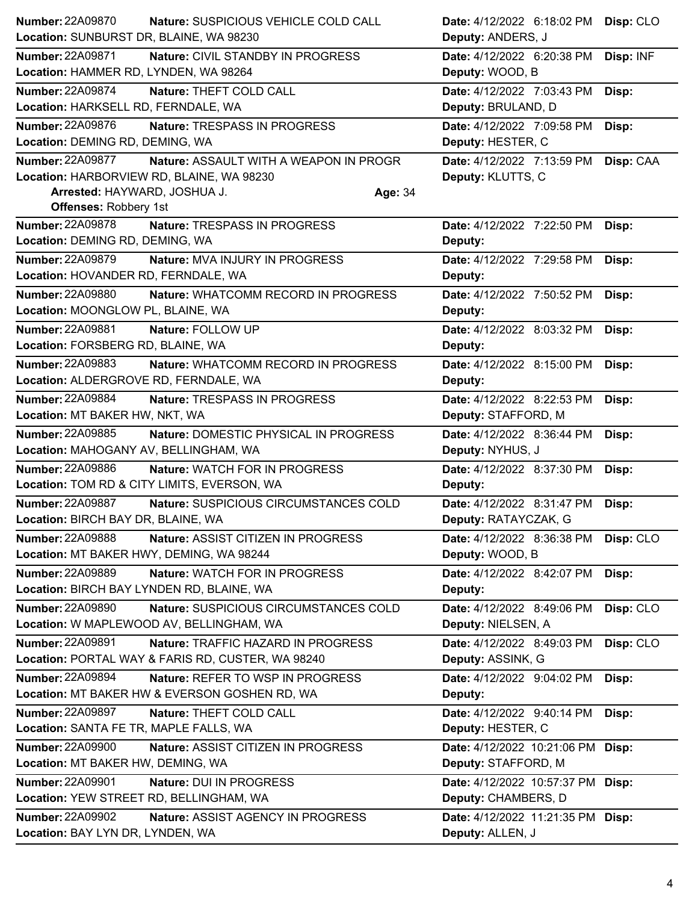**Number:** 22A09870 **Nature:** SUSPICIOUS VEHICLE COLD CALL **Date:** 4/12/2022 6:18:02 PM **Disp:** CLO
**Location:** SUNBURST DR, BLAINE, WA 98230 **Deputy:** ANDERS, J

**Number:** 22A09871 **Nature:** CIVIL STANDBY IN PROGRESS **Date:** 4/12/2022 6:20:38 PM **Disp:** INF
**Location:** HAMMER RD, LYNDEN, WA 98264 **Deputy:** WOOD, B

**Number:** 22A09874 **Nature:** THEFT COLD CALL **Date:** 4/12/2022 7:03:43 PM **Disp:**
**Location:** HARKSELL RD, FERNDALE, WA **Deputy:** BRULAND, D

**Number:** 22A09876 **Nature:** TRESPASS IN PROGRESS **Date:** 4/12/2022 7:09:58 PM **Disp:**
**Location:** DEMING RD, DEMING, WA **Deputy:** HESTER, C

**Number:** 22A09877 **Nature:** ASSAULT WITH A WEAPON IN PROGR **Date:** 4/12/2022 7:13:59 PM **Disp:** CAA
**Location:** HARBORVIEW RD, BLAINE, WA 98230 **Deputy:** KLUTTS, C
**Arrested:** HAYWARD, JOSHUA J. **Age:** 34
**Offenses:** Robbery 1st

**Number:** 22A09878 **Nature:** TRESPASS IN PROGRESS **Date:** 4/12/2022 7:22:50 PM **Disp:**
**Location:** DEMING RD, DEMING, WA **Deputy:**

**Number:** 22A09879 **Nature:** MVA INJURY IN PROGRESS **Date:** 4/12/2022 7:29:58 PM **Disp:**
**Location:** HOVANDER RD, FERNDALE, WA **Deputy:**

**Number:** 22A09880 **Nature:** WHATCOMM RECORD IN PROGRESS **Date:** 4/12/2022 7:50:52 PM **Disp:**
**Location:** MOONGLOW PL, BLAINE, WA **Deputy:**

**Number:** 22A09881 **Nature:** FOLLOW UP **Date:** 4/12/2022 8:03:32 PM **Disp:**
**Location:** FORSBERG RD, BLAINE, WA **Deputy:**

**Number:** 22A09883 **Nature:** WHATCOMM RECORD IN PROGRESS **Date:** 4/12/2022 8:15:00 PM **Disp:**
**Location:** ALDERGROVE RD, FERNDALE, WA **Deputy:**

**Number:** 22A09884 **Nature:** TRESPASS IN PROGRESS **Date:** 4/12/2022 8:22:53 PM **Disp:**
**Location:** MT BAKER HW, NKT, WA **Deputy:** STAFFORD, M

**Number:** 22A09885 **Nature:** DOMESTIC PHYSICAL IN PROGRESS **Date:** 4/12/2022 8:36:44 PM **Disp:**
**Location:** MAHOGANY AV, BELLINGHAM, WA **Deputy:** NYHUS, J

**Number:** 22A09886 **Nature:** WATCH FOR IN PROGRESS **Date:** 4/12/2022 8:37:30 PM **Disp:**
**Location:** TOM RD & CITY LIMITS, EVERSON, WA **Deputy:**

**Number:** 22A09887 **Nature:** SUSPICIOUS CIRCUMSTANCES COLD **Date:** 4/12/2022 8:31:47 PM **Disp:**
**Location:** BIRCH BAY DR, BLAINE, WA **Deputy:** RATAYCZAK, G

**Number:** 22A09888 **Nature:** ASSIST CITIZEN IN PROGRESS **Date:** 4/12/2022 8:36:38 PM **Disp:** CLO
**Location:** MT BAKER HWY, DEMING, WA 98244 **Deputy:** WOOD, B

**Number:** 22A09889 **Nature:** WATCH FOR IN PROGRESS **Date:** 4/12/2022 8:42:07 PM **Disp:**
**Location:** BIRCH BAY LYNDEN RD, BLAINE, WA **Deputy:**

**Number:** 22A09890 **Nature:** SUSPICIOUS CIRCUMSTANCES COLD **Date:** 4/12/2022 8:49:06 PM **Disp:** CLO
**Location:** W MAPLEWOOD AV, BELLINGHAM, WA **Deputy:** NIELSEN, A

**Number:** 22A09891 **Nature:** TRAFFIC HAZARD IN PROGRESS **Date:** 4/12/2022 8:49:03 PM **Disp:** CLO
**Location:** PORTAL WAY & FARIS RD, CUSTER, WA 98240 **Deputy:** ASSINK, G

**Number:** 22A09894 **Nature:** REFER TO WSP IN PROGRESS **Date:** 4/12/2022 9:04:02 PM **Disp:**
**Location:** MT BAKER HW & EVERSON GOSHEN RD, WA **Deputy:**

**Number:** 22A09897 **Nature:** THEFT COLD CALL **Date:** 4/12/2022 9:40:14 PM **Disp:**
**Location:** SANTA FE TR, MAPLE FALLS, WA **Deputy:** HESTER, C

**Number:** 22A09900 **Nature:** ASSIST CITIZEN IN PROGRESS **Date:** 4/12/2022 10:21:06 PM **Disp:**
**Location:** MT BAKER HW, DEMING, WA **Deputy:** STAFFORD, M

**Number:** 22A09901 **Nature:** DUI IN PROGRESS **Date:** 4/12/2022 10:57:37 PM **Disp:**
**Location:** YEW STREET RD, BELLINGHAM, WA **Deputy:** CHAMBERS, D

**Number:** 22A09902 **Nature:** ASSIST AGENCY IN PROGRESS **Date:** 4/12/2022 11:21:35 PM **Disp:**
**Location:** BAY LYN DR, LYNDEN, WA **Deputy:** ALLEN, J